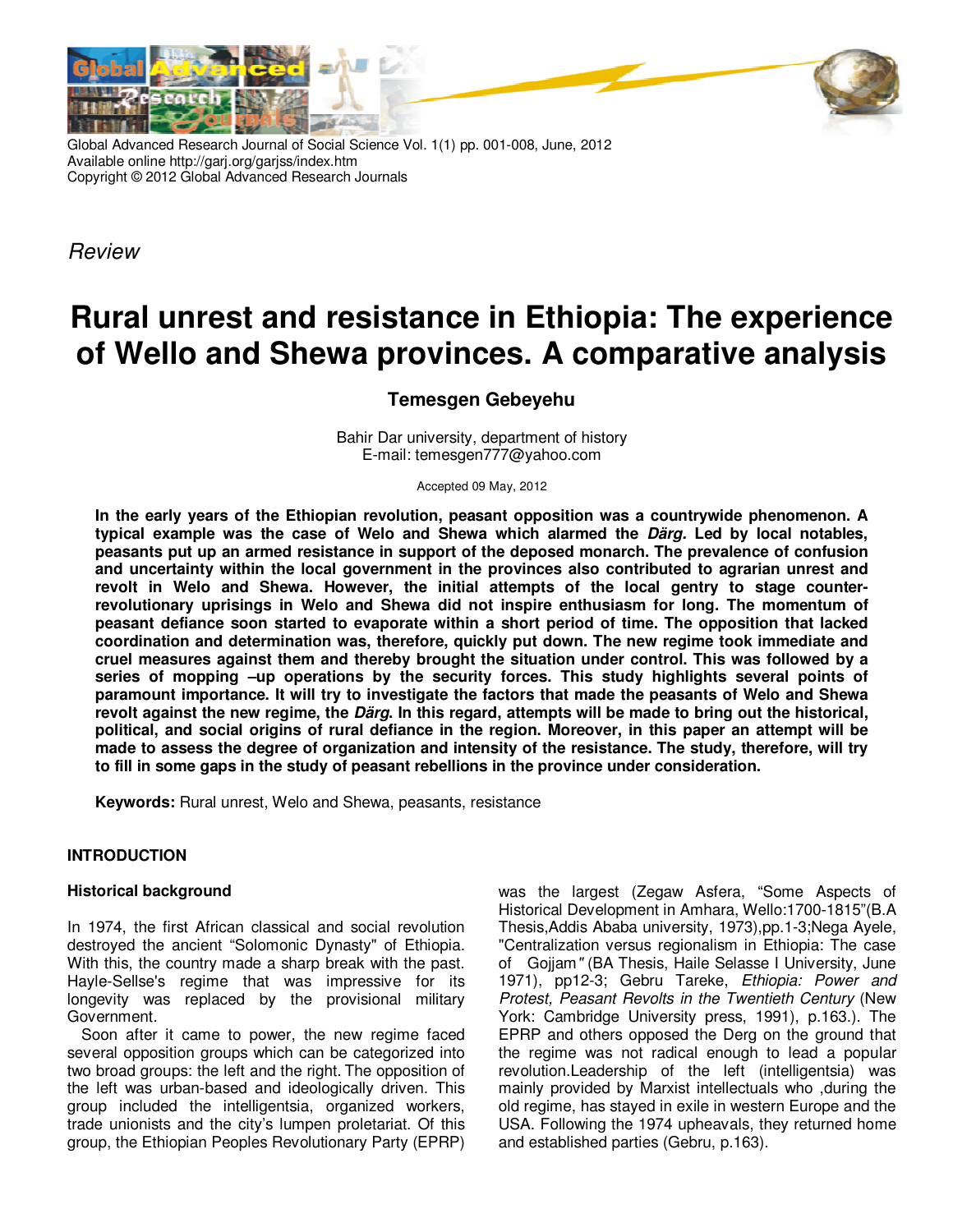*Review*

# Rural unrest and resistance in Ethiopia: The experience of Wello and Shewa provinces. A comparative analysis

**Temesgen Gebeyehu**

Bahir Dar university, department of history
E-mail: temesgen777@yahoo.com

Accepted 09 May, 2012

**In the early years of the Ethiopian revolution, peasant opposition was a countrywide phenomenon. A typical example was the case of Welo and Shewa which alarmed the *Därg.* Led by local notables, peasants put up an armed resistance in support of the deposed monarch. The prevalence of confusion and uncertainty within the local government in the provinces also contributed to agrarian unrest and revolt in Welo and Shewa. However, the initial attempts of the local gentry to stage counter-revolutionary uprisings in Welo and Shewa did not inspire enthusiasm for long. The momentum of peasant defiance soon started to evaporate within a short period of time. The opposition that lacked coordination and determination was, therefore, quickly put down. The new regime took immediate and cruel measures against them and thereby brought the situation under control. This was followed by a series of mopping –up operations by the security forces. This study highlights several points of paramount importance. It will try to investigate the factors that made the peasants of Welo and Shewa revolt against the new regime, the *Därg.* In this regard, attempts will be made to bring out the historical, political, and social origins of rural defiance in the region. Moreover, in this paper an attempt will be made to assess the degree of organization and intensity of the resistance. The study, therefore, will try to fill in some gaps in the study of peasant rebellions in the province under consideration.**

**Keywords:** Rural unrest, Welo and Shewa, peasants, resistance

## INTRODUCTION

### Historical background

In 1974, the first African classical and social revolution destroyed the ancient "Solomonic Dynasty" of Ethiopia. With this, the country made a sharp break with the past. Hayle-Sellse's regime that was impressive for its longevity was replaced by the provisional military Government.

Soon after it came to power, the new regime faced several opposition groups which can be categorized into two broad groups: the left and the right. The opposition of the left was urban-based and ideologically driven. This group included the intelligentsia, organized workers, trade unionists and the city's lumpen proletariat. Of this group, the Ethiopian Peoples Revolutionary Party (EPRP) was the largest (Zegaw Asfera, "Some Aspects of Historical Development in Amhara, Wello:1700-1815"(B.A Thesis,Addis Ababa university, 1973),pp.1-3;Nega Ayele, "Centralization versus regionalism in Ethiopia: The case of Gojjam*"* (BA Thesis, Haile Selasse I University, June 1971), pp12-3; Gebru Tareke, *Ethiopia: Power and Protest, Peasant Revolts in the Twentieth Century* (New York: Cambridge University press, 1991), p.163.). The EPRP and others opposed the Derg on the ground that the regime was not radical enough to lead a popular revolution.Leadership of the left (intelligentsia) was mainly provided by Marxist intellectuals who ,during the old regime, has stayed in exile in western Europe and the USA. Following the 1974 upheavals, they returned home and established parties (Gebru, p.163).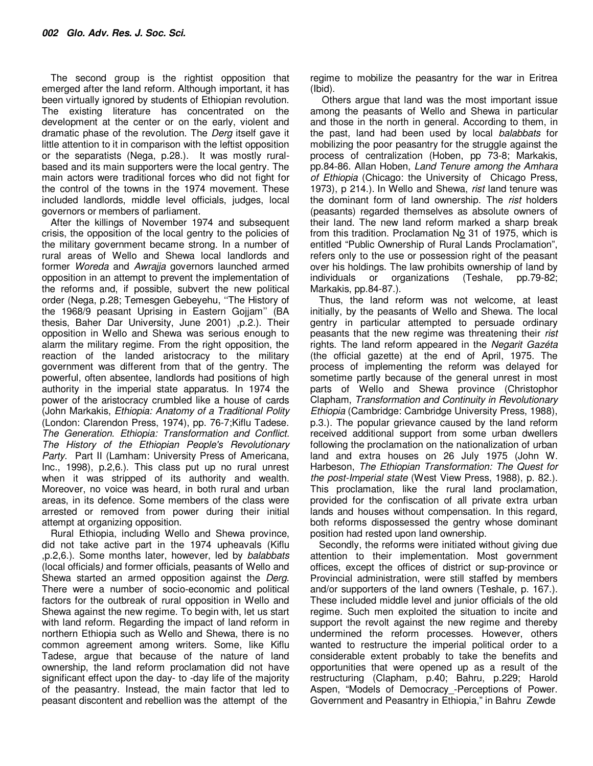The second group is the rightist opposition that emerged after the land reform. Although important, it has been virtually ignored by students of Ethiopian revolution. The existing literature has concentrated on the development at the center or on the early, violent and dramatic phase of the revolution. The *Derg* itself gave it little attention to it in comparison with the leftist opposition or the separatists (Nega, p.28.). It was mostly rural-based and its main supporters were the local gentry. The main actors were traditional forces who did not fight for the control of the towns in the 1974 movement. These included landlords, middle level officials, judges, local governors or members of parliament.

After the killings of November 1974 and subsequent crisis, the opposition of the local gentry to the policies of the military government became strong. In a number of rural areas of Wello and Shewa local landlords and former *Woreda* and *Awrajja* governors launched armed opposition in an attempt to prevent the implementation of the reforms and, if possible, subvert the new political order (Nega, p.28; Temesgen Gebeyehu, ''The History of the 1968/9 peasant Uprising in Eastern Gojjam'' (BA thesis, Baher Dar University, June 2001) ,p.2.). Their opposition in Wello and Shewa was serious enough to alarm the military regime. From the right opposition, the reaction of the landed aristocracy to the military government was different from that of the gentry. The powerful, often absentee, landlords had positions of high authority in the imperial state apparatus. In 1974 the power of the aristocracy crumbled like a house of cards (John Markakis, *Ethiopia: Anatomy of a Traditional Polity* (London: Clarendon Press, 1974), pp. 76-7;Kiflu Tadese. *The Generation. Ethiopia: Transformation and Conflict. The History of the Ethiopian People's Revolutionary Party.* Part II (Lamham: University Press of Americana, Inc., 1998), p.2,6.). This class put up no rural unrest when it was stripped of its authority and wealth. Moreover, no voice was heard, in both rural and urban areas, in its defence. Some members of the class were arrested or removed from power during their initial attempt at organizing opposition.

Rural Ethiopia, including Wello and Shewa province, did not take active part in the 1974 upheavals (Kiflu ,p.2,6.). Some months later, however, led by *balabbats* (local officials*)* and former officials, peasants of Wello and Shewa started an armed opposition against the *Derg.* There were a number of socio-economic and political factors for the outbreak of rural opposition in Wello and Shewa against the new regime. To begin with, let us start with land reform. Regarding the impact of land reform in northern Ethiopia such as Wello and Shewa, there is no common agreement among writers. Some, like Kiflu Tadese, argue that because of the nature of land ownership, the land reform proclamation did not have significant effect upon the day- to -day life of the majority of the peasantry. Instead, the main factor that led to peasant discontent and rebellion was the attempt of the regime to mobilize the peasantry for the war in Eritrea (Ibid).

Others argue that land was the most important issue among the peasants of Wello and Shewa in particular and those in the north in general. According to them, in the past, land had been used by local *balabbats* for mobilizing the poor peasantry for the struggle against the process of centralization (Hoben, pp 73-8; Markakis, pp.84-86. Allan Hoben, *Land Tenure among the Amhara of Ethiopia* (Chicago: the University of Chicago Press, 1973), p 214.). In Wello and Shewa, *rist* land tenure was the dominant form of land ownership. The *rist* holders (peasants) regarded themselves as absolute owners of their land. The new land reform marked a sharp break from this tradition. Proclamation No 31 of 1975, which is entitled "Public Ownership of Rural Lands Proclamation", refers only to the use or possession right of the peasant over his holdings. The law prohibits ownership of land by individuals or organizations (Teshale, pp.79-82; Markakis, pp.84-87.).

Thus, the land reform was not welcome, at least initially, by the peasants of Wello and Shewa. The local gentry in particular attempted to persuade ordinary peasants that the new regime was threatening their *rist* rights. The land reform appeared in the *Negarit Gazéta* (the official gazette) at the end of April, 1975. The process of implementing the reform was delayed for sometime partly because of the general unrest in most parts of Wello and Shewa province (Christophor Clapham, *Transformation and Continuity in Revolutionary Ethiopia* (Cambridge: Cambridge University Press, 1988), p.3.). The popular grievance caused by the land reform received additional support from some urban dwellers following the proclamation on the nationalization of urban land and extra houses on 26 July 1975 (John W. Harbeson, *The Ethiopian Transformation: The Quest for the post-Imperial state* (West View Press, 1988), p. 82.). This proclamation, like the rural land proclamation, provided for the confiscation of all private extra urban lands and houses without compensation. In this regard, both reforms dispossessed the gentry whose dominant position had rested upon land ownership.

Secondly, the reforms were initiated without giving due attention to their implementation. Most government offices, except the offices of district or sup-province or Provincial administration, were still staffed by members and/or supporters of the land owners (Teshale, p. 167.). These included middle level and junior officials of the old regime. Such men exploited the situation to incite and support the revolt against the new regime and thereby undermined the reform processes. However, others wanted to restructure the imperial political order to a considerable extent probably to take the benefits and opportunities that were opened up as a result of the restructuring (Clapham, p.40; Bahru, p.229; Harold Aspen, "Models of Democracy_-Perceptions of Power. Government and Peasantry in Ethiopia," in Bahru Zewde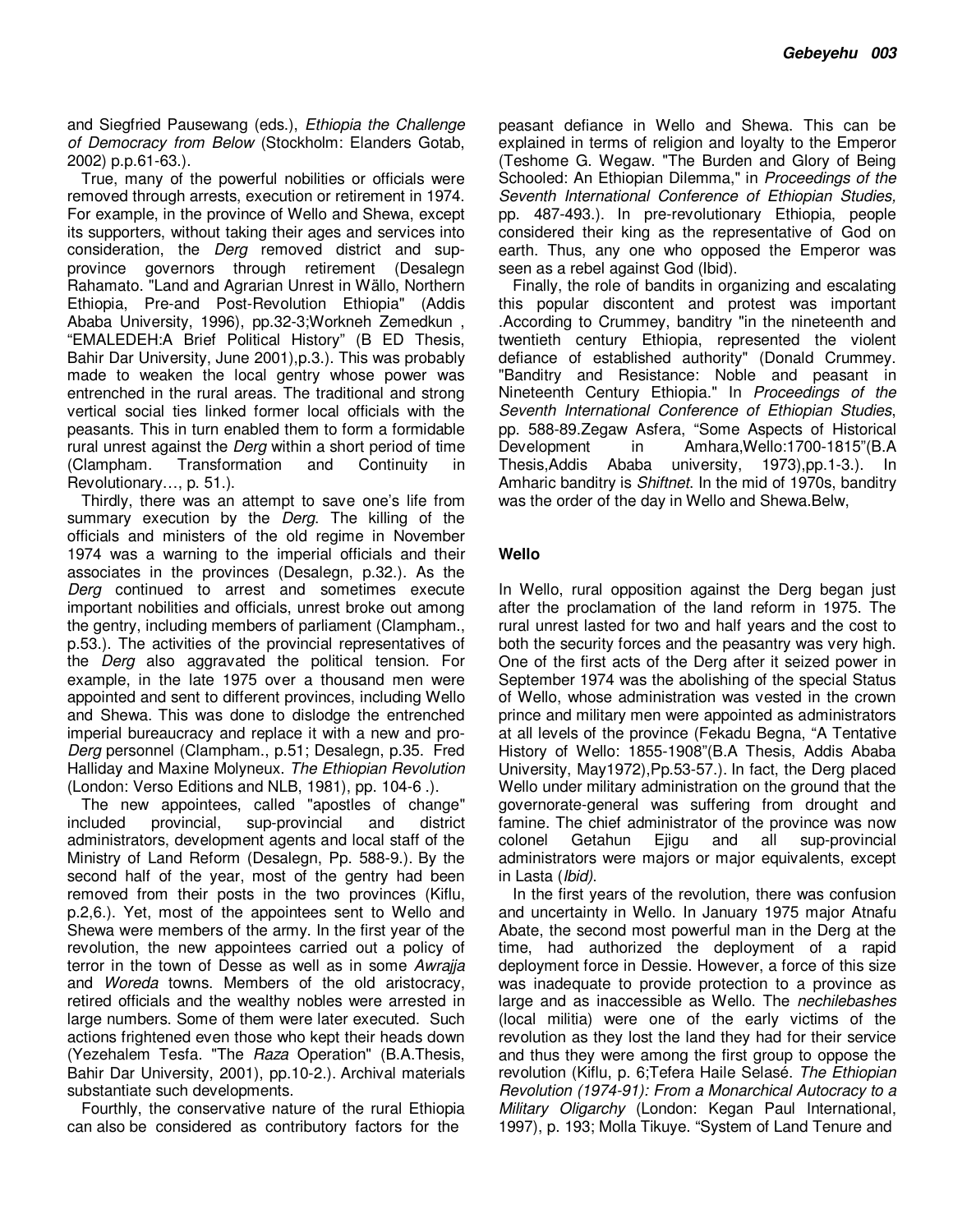and Siegfried Pausewang (eds.), *Ethiopia the Challenge of Democracy from Below* (Stockholm: Elanders Gotab, 2002) p.p.61-63.).

True, many of the powerful nobilities or officials were removed through arrests, execution or retirement in 1974. For example, in the province of Wello and Shewa, except its supporters, without taking their ages and services into consideration, the *Derg* removed district and sup-province governors through retirement (Desalegn Rahamato. "Land and Agrarian Unrest in Wällo, Northern Ethiopia, Pre-and Post-Revolution Ethiopia" (Addis Ababa University, 1996), pp.32-3;Workneh Zemedkun , "EMALEDEH:A Brief Political History" (B ED Thesis, Bahir Dar University, June 2001),p.3.). This was probably made to weaken the local gentry whose power was entrenched in the rural areas. The traditional and strong vertical social ties linked former local officials with the peasants. This in turn enabled them to form a formidable rural unrest against the *Derg* within a short period of time (Clampham. Transformation and Continuity in Revolutionary…, p. 51.).

Thirdly, there was an attempt to save one's life from summary execution by the *Derg*. The killing of the officials and ministers of the old regime in November 1974 was a warning to the imperial officials and their associates in the provinces (Desalegn, p.32.). As the *Derg* continued to arrest and sometimes execute important nobilities and officials, unrest broke out among the gentry, including members of parliament (Clampham., p.53.). The activities of the provincial representatives of the *Derg* also aggravated the political tension. For example, in the late 1975 over a thousand men were appointed and sent to different provinces, including Wello and Shewa. This was done to dislodge the entrenched imperial bureaucracy and replace it with a new and pro-*Derg* personnel (Clampham., p.51; Desalegn, p.35. Fred Halliday and Maxine Molyneux. *The Ethiopian Revolution* (London: Verso Editions and NLB, 1981), pp. 104-6 .).

The new appointees, called "apostles of change" included provincial, sup-provincial and district administrators, development agents and local staff of the Ministry of Land Reform (Desalegn, Pp. 588-9.). By the second half of the year, most of the gentry had been removed from their posts in the two provinces (Kiflu, p.2,6.). Yet, most of the appointees sent to Wello and Shewa were members of the army. In the first year of the revolution, the new appointees carried out a policy of terror in the town of Desse as well as in some *Awrajja* and *Woreda* towns. Members of the old aristocracy, retired officials and the wealthy nobles were arrested in large numbers. Some of them were later executed. Such actions frightened even those who kept their heads down (Yezehalem Tesfa. "The *Raza* Operation" (B.A.Thesis, Bahir Dar University, 2001), pp.10-2.). Archival materials substantiate such developments.

Fourthly, the conservative nature of the rural Ethiopia can also be considered as contributory factors for the peasant defiance in Wello and Shewa. This can be explained in terms of religion and loyalty to the Emperor (Teshome G. Wegaw. "The Burden and Glory of Being Schooled: An Ethiopian Dilemma," in *Proceedings of the Seventh International Conference of Ethiopian Studies,* pp. 487-493.). In pre-revolutionary Ethiopia, people considered their king as the representative of God on earth. Thus, any one who opposed the Emperor was seen as a rebel against God (Ibid).

Finally, the role of bandits in organizing and escalating this popular discontent and protest was important .According to Crummey, banditry "in the nineteenth and twentieth century Ethiopia, represented the violent defiance of established authority" (Donald Crummey. "Banditry and Resistance: Noble and peasant in Nineteenth Century Ethiopia." In *Proceedings of the Seventh International Conference of Ethiopian Studies*, pp. 588-89.Zegaw Asfera, "Some Aspects of Historical Development in Amhara,Wello:1700-1815"(B.A Thesis,Addis Ababa university, 1973),pp.1-3.). In Amharic banditry is *Shiftnet*. In the mid of 1970s, banditry was the order of the day in Wello and Shewa.Belw,

## Wello

In Wello, rural opposition against the Derg began just after the proclamation of the land reform in 1975. The rural unrest lasted for two and half years and the cost to both the security forces and the peasantry was very high. One of the first acts of the Derg after it seized power in September 1974 was the abolishing of the special Status of Wello, whose administration was vested in the crown prince and military men were appointed as administrators at all levels of the province (Fekadu Begna, "A Tentative History of Wello: 1855-1908"(B.A Thesis, Addis Ababa University, May1972),Pp.53-57.). In fact, the Derg placed Wello under military administration on the ground that the governorate-general was suffering from drought and famine. The chief administrator of the province was now colonel Getahun Ejigu and all sup-provincial administrators were majors or major equivalents, except in Lasta (*Ibid)*.

In the first years of the revolution, there was confusion and uncertainty in Wello. In January 1975 major Atnafu Abate, the second most powerful man in the Derg at the time, had authorized the deployment of a rapid deployment force in Dessie. However, a force of this size was inadequate to provide protection to a province as large and as inaccessible as Wello. The *nechilebashes* (local militia) were one of the early victims of the revolution as they lost the land they had for their service and thus they were among the first group to oppose the revolution (Kiflu, p. 6;Tefera Haile Selasé. *The Ethiopian Revolution (1974-91): From a Monarchical Autocracy to a Military Oligarchy* (London: Kegan Paul International, 1997), p. 193; Molla Tikuye. "System of Land Tenure and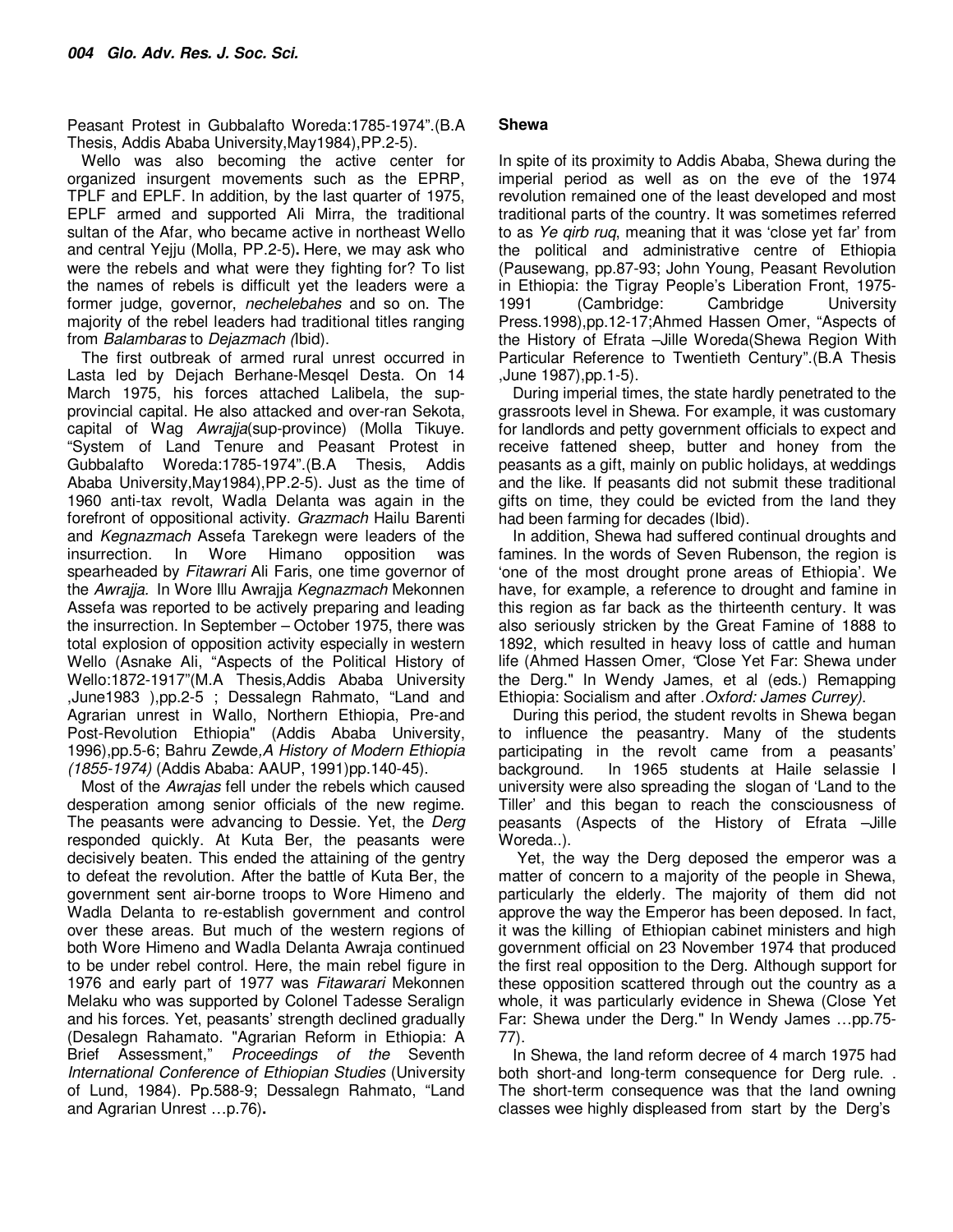Peasant Protest in Gubbalafto Woreda:1785-1974".(B.A Thesis, Addis Ababa University,May1984),PP.2-5).

Wello was also becoming the active center for organized insurgent movements such as the EPRP, TPLF and EPLF. In addition, by the last quarter of 1975, EPLF armed and supported Ali Mirra, the traditional sultan of the Afar, who became active in northeast Wello and central Yejju (Molla, PP.2-5). Here, we may ask who were the rebels and what were they fighting for? To list the names of rebels is difficult yet the leaders were a former judge, governor, *nechelebahes* and so on. The majority of the rebel leaders had traditional titles ranging from *Balambaras* to *Dejazmach (*Ibid).

The first outbreak of armed rural unrest occurred in Lasta led by Dejach Berhane-Mesqel Desta. On 14 March 1975, his forces attached Lalibela, the sup-provincial capital. He also attacked and over-ran Sekota, capital of Wag *Awrajja*(sup-province) (Molla Tikuye. "System of Land Tenure and Peasant Protest in Gubbalafto Woreda:1785-1974".(B.A Thesis, Addis Ababa University,May1984),PP.2-5). Just as the time of 1960 anti-tax revolt, Wadla Delanta was again in the forefront of oppositional activity. *Grazmach* Hailu Barenti and *Kegnazmach* Assefa Tarekegn were leaders of the insurrection. In Wore Himano opposition was spearheaded by *Fitawrari* Ali Faris, one time governor of the *Awrajja*. In Wore Illu Awrajja *Kegnazmach* Mekonnen Assefa was reported to be actively preparing and leading the insurrection. In September – October 1975, there was total explosion of opposition activity especially in western Wello (Asnake Ali, "Aspects of the Political History of Wello:1872-1917"(M.A Thesis,Addis Ababa University ,June1983 ),pp.2-5 ; Dessalegn Rahmato, "Land and Agrarian unrest in Wallo, Northern Ethiopia, Pre-and Post-Revolution Ethiopia" (Addis Ababa University, 1996),pp.5-6; Bahru Zewde*,A History of Modern Ethiopia (1855-1974)* (Addis Ababa: AAUP, 1991)pp.140-45).

Most of the *Awrajas* fell under the rebels which caused desperation among senior officials of the new regime. The peasants were advancing to Dessie. Yet, the *Derg* responded quickly. At Kuta Ber, the peasants were decisively beaten. This ended the attaining of the gentry to defeat the revolution. After the battle of Kuta Ber, the government sent air-borne troops to Wore Himeno and Wadla Delanta to re-establish government and control over these areas. But much of the western regions of both Wore Himeno and Wadla Delanta Awraja continued to be under rebel control. Here, the main rebel figure in 1976 and early part of 1977 was *Fitawarari* Mekonnen Melaku who was supported by Colonel Tadesse Seralign and his forces. Yet, peasants' strength declined gradually (Desalegn Rahamato. "Agrarian Reform in Ethiopia: A Brief Assessment," *Proceedings of the* Seventh *International Conference of Ethiopian Studies* (University of Lund, 1984). Pp.588-9; Dessalegn Rahmato, "Land and Agrarian Unrest …p.76).

## Shewa

In spite of its proximity to Addis Ababa, Shewa during the imperial period as well as on the eve of the 1974 revolution remained one of the least developed and most traditional parts of the country. It was sometimes referred to as *Ye qirb ruq*, meaning that it was 'close yet far' from the political and administrative centre of Ethiopia (Pausewang, pp.87-93; John Young, Peasant Revolution in Ethiopia: the Tigray People's Liberation Front, 1975-1991 (Cambridge: Cambridge University Press.1998),pp.12-17;Ahmed Hassen Omer, "Aspects of the History of Efrata –Jille Woreda(Shewa Region With Particular Reference to Twentieth Century".(B.A Thesis ,June 1987),pp.1-5).

During imperial times, the state hardly penetrated to the grassroots level in Shewa. For example, it was customary for landlords and petty government officials to expect and receive fattened sheep, butter and honey from the peasants as a gift, mainly on public holidays, at weddings and the like. If peasants did not submit these traditional gifts on time, they could be evicted from the land they had been farming for decades (Ibid).

In addition, Shewa had suffered continual droughts and famines. In the words of Seven Rubenson, the region is 'one of the most drought prone areas of Ethiopia'. We have, for example, a reference to drought and famine in this region as far back as the thirteenth century. It was also seriously stricken by the Great Famine of 1888 to 1892, which resulted in heavy loss of cattle and human life (Ahmed Hassen Omer, "Close Yet Far: Shewa under the Derg." In Wendy James, et al (eds.) Remapping Ethiopia: Socialism and after .*Oxford: James Currey)*.

During this period, the student revolts in Shewa began to influence the peasantry. Many of the students participating in the revolt came from a peasants' background. In 1965 students at Haile selassie I university were also spreading the slogan of 'Land to the Tiller' and this began to reach the consciousness of peasants (Aspects of the History of Efrata –Jille Woreda..).

Yet, the way the Derg deposed the emperor was a matter of concern to a majority of the people in Shewa, particularly the elderly. The majority of them did not approve the way the Emperor has been deposed. In fact, it was the killing of Ethiopian cabinet ministers and high government official on 23 November 1974 that produced the first real opposition to the Derg. Although support for these opposition scattered through out the country as a whole, it was particularly evidence in Shewa (Close Yet Far: Shewa under the Derg." In Wendy James …pp.75-77).

In Shewa, the land reform decree of 4 march 1975 had both short-and long-term consequence for Derg rule. . The short-term consequence was that the land owning classes wee highly displeased from start by the Derg's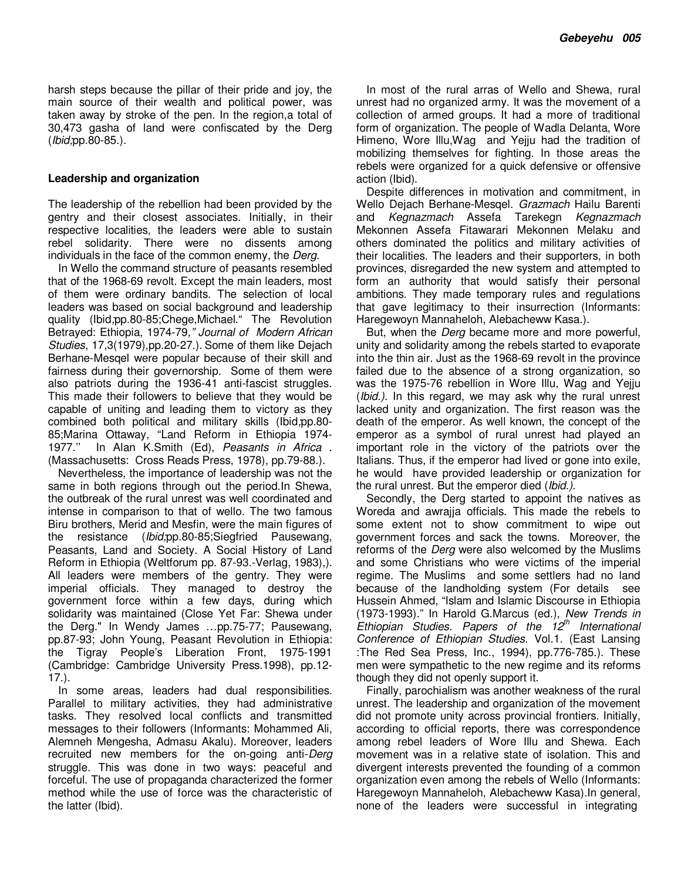harsh steps because the pillar of their pride and joy, the main source of their wealth and political power, was taken away by stroke of the pen. In the region,a total of 30,473 gasha of land were confiscated by the Derg (*Ibid*;pp.80-85.).

**Leadership and organization**

The leadership of the rebellion had been provided by the gentry and their closest associates. Initially, in their respective localities, the leaders were able to sustain rebel solidarity. There were no dissents among individuals in the face of the common enemy, the *Derg*.

In Wello the command structure of peasants resembled that of the 1968-69 revolt. Except the main leaders, most of them were ordinary bandits. The selection of local leaders was based on social background and leadership quality (Ibid;pp.80-85;Chege,Michael." The Revolution Betrayed: Ethiopia, 1974-79," *Journal of Modern African Studies*, 17,3(1979),pp.20-27.). Some of them like Dejach Berhane-Mesqel were popular because of their skill and fairness during their governorship. Some of them were also patriots during the 1936-41 anti-fascist struggles. This made their followers to believe that they would be capable of uniting and leading them to victory as they combined both political and military skills (Ibid;pp.80-85;Marina Ottaway, "Land Reform in Ethiopia 1974-1977." In Alan K.Smith (Ed), *Peasants in Africa* . (Massachusetts: Cross Reads Press, 1978), pp.79-88.).

Nevertheless, the importance of leadership was not the same in both regions through out the period.In Shewa, the outbreak of the rural unrest was well coordinated and intense in comparison to that of wello. The two famous Biru brothers, Merid and Mesfin, were the main figures of the resistance (*Ibid*;pp.80-85;Siegfried Pausewang, Peasants, Land and Society. A Social History of Land Reform in Ethiopia (Weltforum pp. 87-93.-Verlag, 1983),). All leaders were members of the gentry. They were imperial officials. They managed to destroy the government force within a few days, during which solidarity was maintained (Close Yet Far: Shewa under the Derg." In Wendy James …pp.75-77; Pausewang, pp.87-93; John Young, Peasant Revolution in Ethiopia: the Tigray People's Liberation Front, 1975-1991 (Cambridge: Cambridge University Press.1998), pp.12-17.).

In some areas, leaders had dual responsibilities. Parallel to military activities, they had administrative tasks. They resolved local conflicts and transmitted messages to their followers (Informants: Mohammed Ali, Alemneh Mengesha, Admasu Akalu). Moreover, leaders recruited new members for the on-going anti-*Derg* struggle. This was done in two ways: peaceful and forceful. The use of propaganda characterized the former method while the use of force was the characteristic of the latter (Ibid).

In most of the rural arras of Wello and Shewa, rural unrest had no organized army. It was the movement of a collection of armed groups. It had a more of traditional form of organization. The people of Wadla Delanta, Wore Himeno, Wore Illu,Wag and Yejju had the tradition of mobilizing themselves for fighting. In those areas the rebels were organized for a quick defensive or offensive action (Ibid).

Despite differences in motivation and commitment, in Wello Dejach Berhane-Mesqel. *Grazmach* Hailu Barenti and *Kegnazmach* Assefa Tarekegn *Kegnazmach* Mekonnen Assefa Fitawarari Mekonnen Melaku and others dominated the politics and military activities of their localities. The leaders and their supporters, in both provinces, disregarded the new system and attempted to form an authority that would satisfy their personal ambitions. They made temporary rules and regulations that gave legitimacy to their insurrection (Informants: Haregewoyn Mannaheloh, Alebacheww Kasa.).

But, when the *Derg* became more and more powerful, unity and solidarity among the rebels started to evaporate into the thin air. Just as the 1968-69 revolt in the province failed due to the absence of a strong organization, so was the 1975-76 rebellion in Wore Illu, Wag and Yejju (*Ibid.).* In this regard, we may ask why the rural unrest lacked unity and organization. The first reason was the death of the emperor. As well known, the concept of the emperor as a symbol of rural unrest had played an important role in the victory of the patriots over the Italians. Thus, if the emperor had lived or gone into exile, he would have provided leadership or organization for the rural unrest. But the emperor died (*Ibid.).*

Secondly, the Derg started to appoint the natives as Woreda and awrajja officials. This made the rebels to some extent not to show commitment to wipe out government forces and sack the towns. Moreover, the reforms of the *Derg* were also welcomed by the Muslims and some Christians who were victims of the imperial regime. The Muslims and some settlers had no land because of the landholding system (For details see Hussein Ahmed, "Islam and Islamic Discourse in Ethiopia (1973-1993)." In Harold G.Marcus (ed.), *New Trends in Ethiopian Studies. Papers of the 12th International Conference of Ethiopian Studies.* Vol.1. (East Lansing :The Red Sea Press, Inc., 1994), pp.776-785.). These men were sympathetic to the new regime and its reforms though they did not openly support it.

Finally, parochialism was another weakness of the rural unrest. The leadership and organization of the movement did not promote unity across provincial frontiers. Initially, according to official reports, there was correspondence among rebel leaders of Wore Illu and Shewa. Each movement was in a relative state of isolation. This and divergent interests prevented the founding of a common organization even among the rebels of Wello (Informants: Haregewoyn Mannaheloh, Alebacheww Kasa).In general, none of the leaders were successful in integrating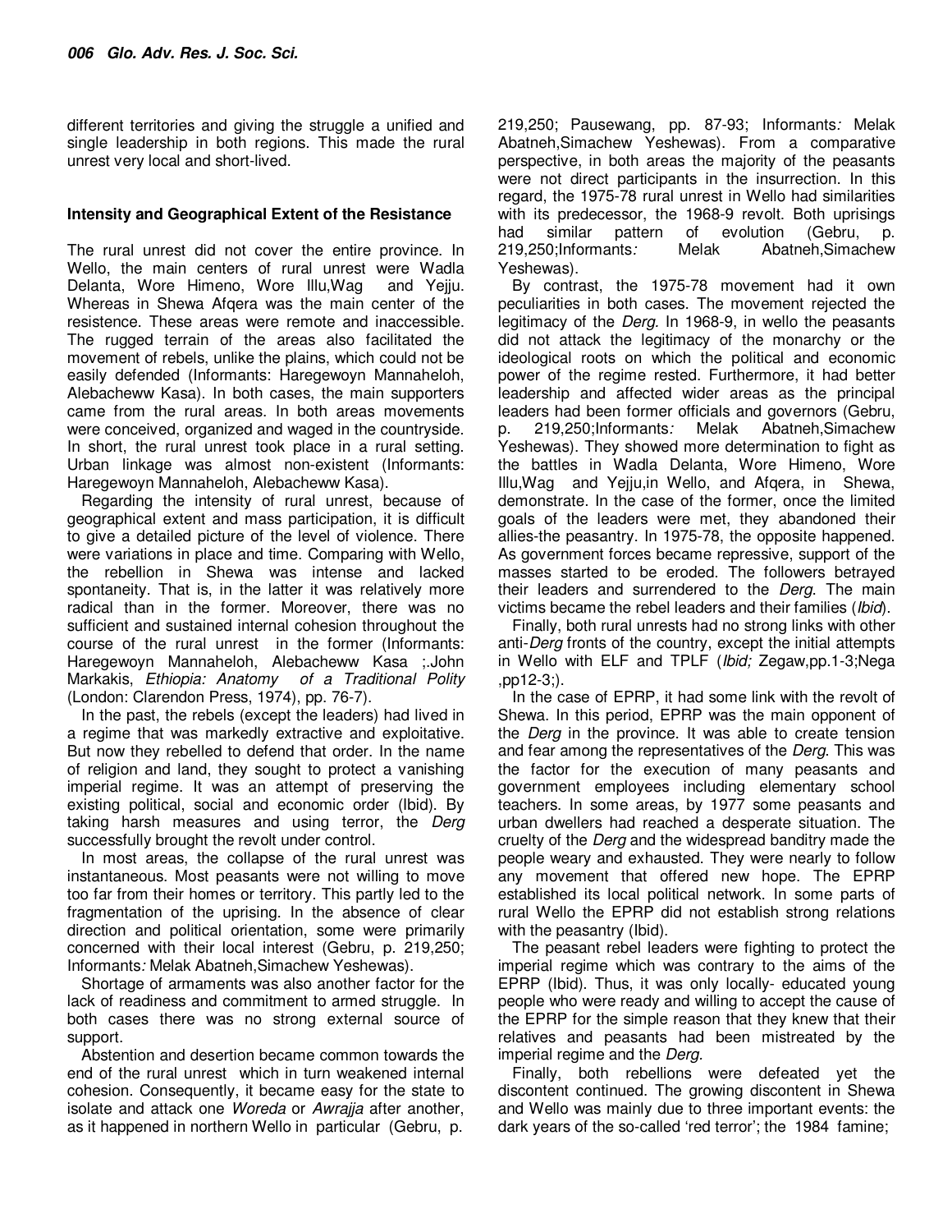different territories and giving the struggle a unified and single leadership in both regions. This made the rural unrest very local and short-lived.

## Intensity and Geographical Extent of the Resistance

The rural unrest did not cover the entire province. In Wello, the main centers of rural unrest were Wadla Delanta, Wore Himeno, Wore Illu,Wag and Yejju. Whereas in Shewa Afqera was the main center of the resistence. These areas were remote and inaccessible. The rugged terrain of the areas also facilitated the movement of rebels, unlike the plains, which could not be easily defended (Informants: Haregewoyn Mannaheloh, Alebacheww Kasa). In both cases, the main supporters came from the rural areas. In both areas movements were conceived, organized and waged in the countryside. In short, the rural unrest took place in a rural setting. Urban linkage was almost non-existent (Informants: Haregewoyn Mannaheloh, Alebacheww Kasa).

Regarding the intensity of rural unrest, because of geographical extent and mass participation, it is difficult to give a detailed picture of the level of violence. There were variations in place and time. Comparing with Wello, the rebellion in Shewa was intense and lacked spontaneity. That is, in the latter it was relatively more radical than in the former. Moreover, there was no sufficient and sustained internal cohesion throughout the course of the rural unrest in the former (Informants: Haregewoyn Mannaheloh, Alebacheww Kasa ;.John Markakis, *Ethiopia: Anatomy of a Traditional Polity* (London: Clarendon Press, 1974), pp. 76-7).

In the past, the rebels (except the leaders) had lived in a regime that was markedly extractive and exploitative. But now they rebelled to defend that order. In the name of religion and land, they sought to protect a vanishing imperial regime. It was an attempt of preserving the existing political, social and economic order (Ibid). By taking harsh measures and using terror, the *Derg* successfully brought the revolt under control.

In most areas, the collapse of the rural unrest was instantaneous. Most peasants were not willing to move too far from their homes or territory. This partly led to the fragmentation of the uprising. In the absence of clear direction and political orientation, some were primarily concerned with their local interest (Gebru, p. 219,250; Informants*:* Melak Abatneh,Simachew Yeshewas).

Shortage of armaments was also another factor for the lack of readiness and commitment to armed struggle. In both cases there was no strong external source of support.

Abstention and desertion became common towards the end of the rural unrest which in turn weakened internal cohesion. Consequently, it became easy for the state to isolate and attack one *Woreda* or *Awrajja* after another, as it happened in northern Wello in particular (Gebru, p. 219,250; Pausewang, pp. 87-93; Informants*:* Melak Abatneh,Simachew Yeshewas). From a comparative perspective, in both areas the majority of the peasants were not direct participants in the insurrection. In this regard, the 1975-78 rural unrest in Wello had similarities with its predecessor, the 1968-9 revolt. Both uprisings had similar pattern of evolution (Gebru, p. 219,250;Informants*:* Melak Abatneh,Simachew Yeshewas).

By contrast, the 1975-78 movement had it own peculiarities in both cases. The movement rejected the legitimacy of the *Derg.* In 1968-9, in wello the peasants did not attack the legitimacy of the monarchy or the ideological roots on which the political and economic power of the regime rested. Furthermore, it had better leadership and affected wider areas as the principal leaders had been former officials and governors (Gebru, p. 219,250;Informants*:* Melak Abatneh,Simachew Yeshewas). They showed more determination to fight as the battles in Wadla Delanta, Wore Himeno, Wore Illu,Wag and Yejju,in Wello, and Afqera, in Shewa, demonstrate. In the case of the former, once the limited goals of the leaders were met, they abandoned their allies-the peasantry. In 1975-78, the opposite happened. As government forces became repressive, support of the masses started to be eroded. The followers betrayed their leaders and surrendered to the *Derg*. The main victims became the rebel leaders and their families (*Ibid*).

Finally, both rural unrests had no strong links with other anti-*Derg* fronts of the country, except the initial attempts in Wello with ELF and TPLF (*Ibid;* Zegaw,pp.1-3;Nega ,pp12-3;).

In the case of EPRP, it had some link with the revolt of Shewa. In this period, EPRP was the main opponent of the *Derg* in the province. It was able to create tension and fear among the representatives of the *Derg.* This was the factor for the execution of many peasants and government employees including elementary school teachers. In some areas, by 1977 some peasants and urban dwellers had reached a desperate situation. The cruelty of the *Derg* and the widespread banditry made the people weary and exhausted. They were nearly to follow any movement that offered new hope. The EPRP established its local political network. In some parts of rural Wello the EPRP did not establish strong relations with the peasantry (Ibid).

The peasant rebel leaders were fighting to protect the imperial regime which was contrary to the aims of the EPRP (Ibid). Thus, it was only locally- educated young people who were ready and willing to accept the cause of the EPRP for the simple reason that they knew that their relatives and peasants had been mistreated by the imperial regime and the *Derg*.

Finally, both rebellions were defeated yet the discontent continued. The growing discontent in Shewa and Wello was mainly due to three important events: the dark years of the so-called 'red terror'; the 1984 famine;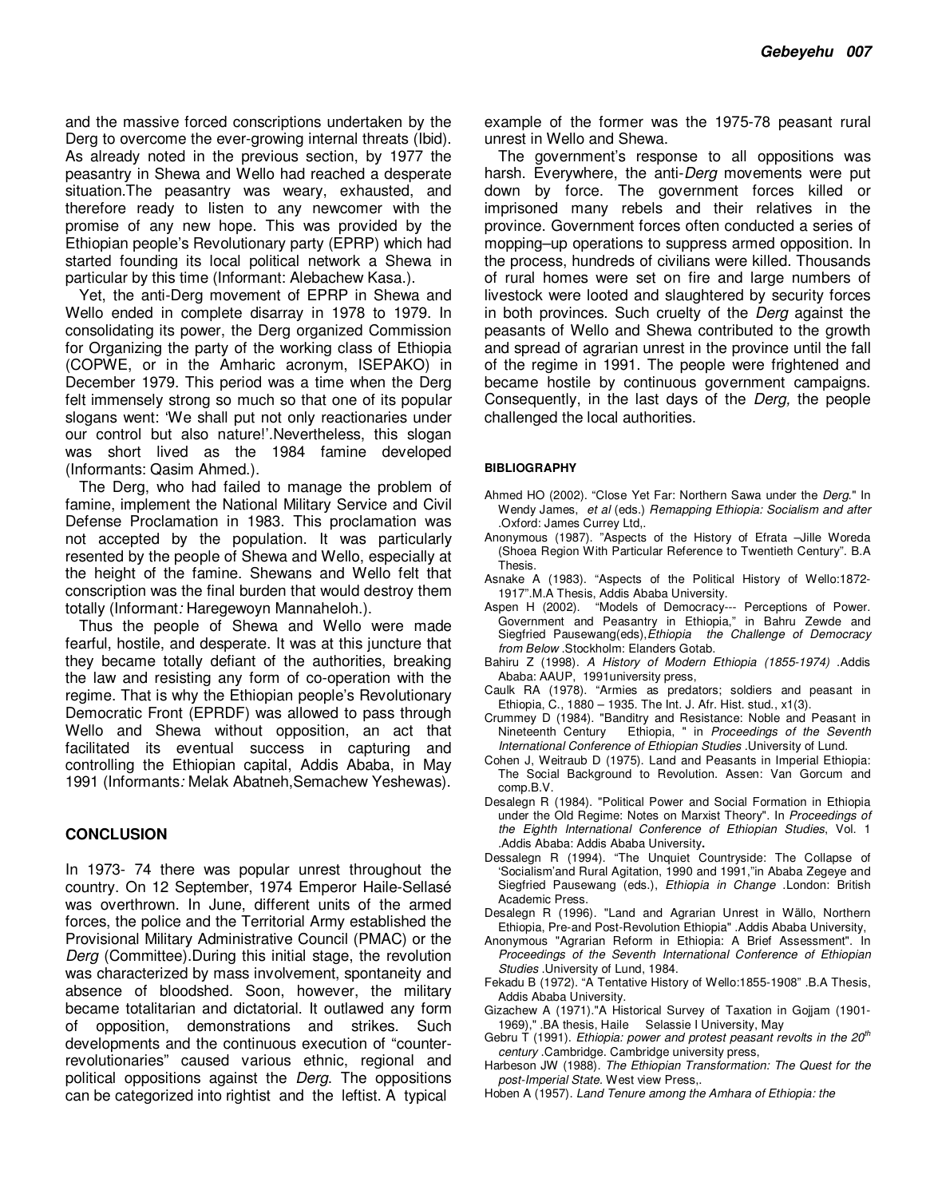and the massive forced conscriptions undertaken by the Derg to overcome the ever-growing internal threats (Ibid). As already noted in the previous section, by 1977 the peasantry in Shewa and Wello had reached a desperate situation.The peasantry was weary, exhausted, and therefore ready to listen to any newcomer with the promise of any new hope. This was provided by the Ethiopian people's Revolutionary party (EPRP) which had started founding its local political network a Shewa in particular by this time (Informant: Alebachew Kasa.).

Yet, the anti-Derg movement of EPRP in Shewa and Wello ended in complete disarray in 1978 to 1979. In consolidating its power, the Derg organized Commission for Organizing the party of the working class of Ethiopia (COPWE, or in the Amharic acronym, ISEPAKO) in December 1979. This period was a time when the Derg felt immensely strong so much so that one of its popular slogans went: 'We shall put not only reactionaries under our control but also nature!'.Nevertheless, this slogan was short lived as the 1984 famine developed (Informants: Qasim Ahmed.).

The Derg, who had failed to manage the problem of famine, implement the National Military Service and Civil Defense Proclamation in 1983. This proclamation was not accepted by the population. It was particularly resented by the people of Shewa and Wello, especially at the height of the famine. Shewans and Wello felt that conscription was the final burden that would destroy them totally (Informant*:* Haregewoyn Mannaheloh.).

Thus the people of Shewa and Wello were made fearful, hostile, and desperate. It was at this juncture that they became totally defiant of the authorities, breaking the law and resisting any form of co-operation with the regime. That is why the Ethiopian people's Revolutionary Democratic Front (EPRDF) was allowed to pass through Wello and Shewa without opposition, an act that facilitated its eventual success in capturing and controlling the Ethiopian capital, Addis Ababa, in May 1991 (Informants*:* Melak Abatneh,Semachew Yeshewas).

## CONCLUSION

In 1973- 74 there was popular unrest throughout the country. On 12 September, 1974 Emperor Haile-Sellasé was overthrown. In June, different units of the armed forces, the police and the Territorial Army established the Provisional Military Administrative Council (PMAC) or the *Derg* (Committee).During this initial stage, the revolution was characterized by mass involvement, spontaneity and absence of bloodshed. Soon, however, the military became totalitarian and dictatorial. It outlawed any form of opposition, demonstrations and strikes. Such developments and the continuous execution of "counter-revolutionaries" caused various ethnic, regional and political oppositions against the *Derg*. The oppositions can be categorized into rightist and the leftist. A typical example of the former was the 1975-78 peasant rural unrest in Wello and Shewa.

The government's response to all oppositions was harsh. Everywhere, the anti-*Derg* movements were put down by force. The government forces killed or imprisoned many rebels and their relatives in the province. Government forces often conducted a series of mopping–up operations to suppress armed opposition. In the process, hundreds of civilians were killed. Thousands of rural homes were set on fire and large numbers of livestock were looted and slaughtered by security forces in both provinces. Such cruelty of the *Derg* against the peasants of Wello and Shewa contributed to the growth and spread of agrarian unrest in the province until the fall of the regime in 1991. The people were frightened and became hostile by continuous government campaigns. Consequently, in the last days of the *Derg,* the people challenged the local authorities.

### BIBLIOGRAPHY

Ahmed HO (2002). "Close Yet Far: Northern Sawa under the *Derg*." In Wendy James, *et al* (eds.) *Remapping Ethiopia: Socialism and after* .Oxford: James Currey Ltd,.

Anonymous (1987). "Aspects of the History of Efrata –Jille Woreda (Shoea Region With Particular Reference to Twentieth Century". B.A Thesis.

Asnake A (1983). "Aspects of the Political History of Wello:1872-1917".M.A Thesis, Addis Ababa University.

Aspen H (2002). "Models of Democracy--- Perceptions of Power. Government and Peasantry in Ethiopia," in Bahru Zewde and Siegfried Pausewang(eds),*Ethiopia the Challenge of Democracy from Below* .Stockholm: Elanders Gotab.

Bahiru Z (1998). *A History of Modern Ethiopia (1855-1974)* .Addis Ababa: AAUP, 1991university press,

Caulk RA (1978). "Armies as predators; soldiers and peasant in Ethiopia, C., 1880 – 1935. The Int. J. Afr. Hist. stud., x1(3).

Crummey D (1984). "Banditry and Resistance: Noble and Peasant in Nineteenth Century Ethiopia, " in *Proceedings of the Seventh International Conference of Ethiopian Studies* .University of Lund.

Cohen J, Weitraub D (1975). Land and Peasants in Imperial Ethiopia: The Social Background to Revolution. Assen: Van Gorcum and comp.B.V.

Desalegn R (1984). "Political Power and Social Formation in Ethiopia under the Old Regime: Notes on Marxist Theory". In *Proceedings of the Eighth International Conference of Ethiopian Studies*, Vol. 1 .Addis Ababa: Addis Ababa University**.**

Dessalegn R (1994). "The Unquiet Countryside: The Collapse of 'Socialism'and Rural Agitation, 1990 and 1991,"in Ababa Zegeye and Siegfried Pausewang (eds.), *Ethiopia in Change* .London: British Academic Press.

Desalegn R (1996). "Land and Agrarian Unrest in Wällo, Northern Ethiopia, Pre-and Post-Revolution Ethiopia" .Addis Ababa University,

Anonymous "Agrarian Reform in Ethiopia: A Brief Assessment". In *Proceedings of the Seventh International Conference of Ethiopian Studies* .University of Lund, 1984.

Fekadu B (1972). "A Tentative History of Wello:1855-1908" .B.A Thesis, Addis Ababa University.

Gizachew A (1971)."A Historical Survey of Taxation in Gojjam (1901-1969)," .BA thesis, Haile Selassie I University, May

Gebru T (1991). *Ethiopia: power and protest peasant revolts in the 20th century* .Cambridge. Cambridge university press,

Harbeson JW (1988). *The Ethiopian Transformation: The Quest for the post-Imperial State*. West view Press,.

Hoben A (1957). *Land Tenure among the Amhara of Ethiopia: the*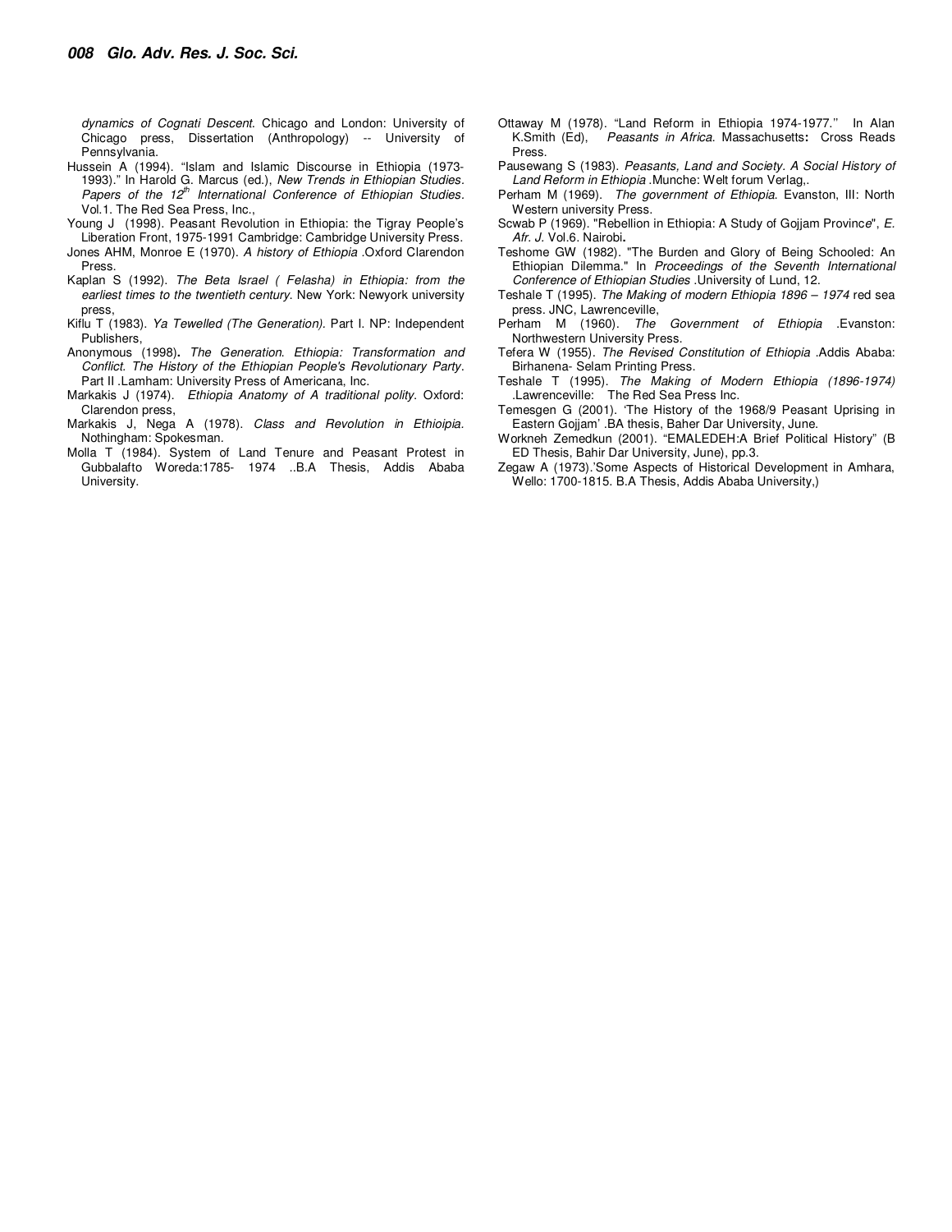*dynamics of Cognati Descent*. Chicago and London: University of Chicago press, Dissertation (Anthropology) -- University of Pennsylvania.

Hussein A (1994). "Islam and Islamic Discourse in Ethiopia (1973-1993)." In Harold G. Marcus (ed.), *New Trends in Ethiopian Studies. Papers of the 12th International Conference of Ethiopian Studies*. Vol.1. The Red Sea Press, Inc.,

Young J (1998). Peasant Revolution in Ethiopia: the Tigray People's Liberation Front, 1975-1991 Cambridge: Cambridge University Press.

Jones AHM, Monroe E (1970). *A history of Ethiopia* .Oxford Clarendon Press.

Kaplan S (1992). *The Beta Israel ( Felasha) in Ethiopia: from the earliest times to the twentieth century*. New York: Newyork university press,

Kiflu T (1983). *Ya Tewelled (The Generation).* Part I. NP: Independent Publishers,

Anonymous (1998)**.** *The Generation. Ethiopia: Transformation and Conflict. The History of the Ethiopian People's Revolutionary Party*. Part II .Lamham: University Press of Americana, Inc.

Markakis J (1974). *Ethiopia Anatomy of A traditional polity*. Oxford: Clarendon press,

Markakis J, Nega A (1978). *Class and Revolution in Ethioipia.* Nothingham: Spokesman.

Molla T (1984). System of Land Tenure and Peasant Protest in Gubbalafto Woreda:1785- 1974 ..B.A Thesis, Addis Ababa University.

Ottaway M (1978). "Land Reform in Ethiopia 1974-1977." In Alan K.Smith (Ed), *Peasants in Africa*. Massachusetts**:** Cross Reads Press.

Pausewang S (1983). *Peasants, Land and Society. A Social History of Land Reform in Ethiopia* .Munche: Welt forum Verlag,.

Perham M (1969). *The government of Ethiopia*. Evanston, III: North Western university Press.

Scwab P (1969). "Rebellion in Ethiopia: A Study of Gojjam Province", *E. Afr. J*. Vol.6. Nairobi**.**

Teshome GW (1982). "The Burden and Glory of Being Schooled: An Ethiopian Dilemma." In *Proceedings of the Seventh International Conference of Ethiopian Studies* .University of Lund, 12.

Teshale T (1995). *The Making of modern Ethiopia 1896 – 1974* red sea press. JNC, Lawrenceville,

Perham M (1960). *The Government of Ethiopia* .Evanston: Northwestern University Press.

Tefera W (1955). *The Revised Constitution of Ethiopia* .Addis Ababa: Birhanena- Selam Printing Press.

Teshale T (1995). *The Making of Modern Ethiopia (1896-1974)* .Lawrenceville: The Red Sea Press Inc.

Temesgen G (2001). 'The History of the 1968/9 Peasant Uprising in Eastern Gojjam' .BA thesis, Baher Dar University, June.

Workneh Zemedkun (2001). "EMALEDEH:A Brief Political History" (B ED Thesis, Bahir Dar University, June), pp.3.

Zegaw A (1973).'Some Aspects of Historical Development in Amhara, Wello: 1700-1815. B.A Thesis, Addis Ababa University,)